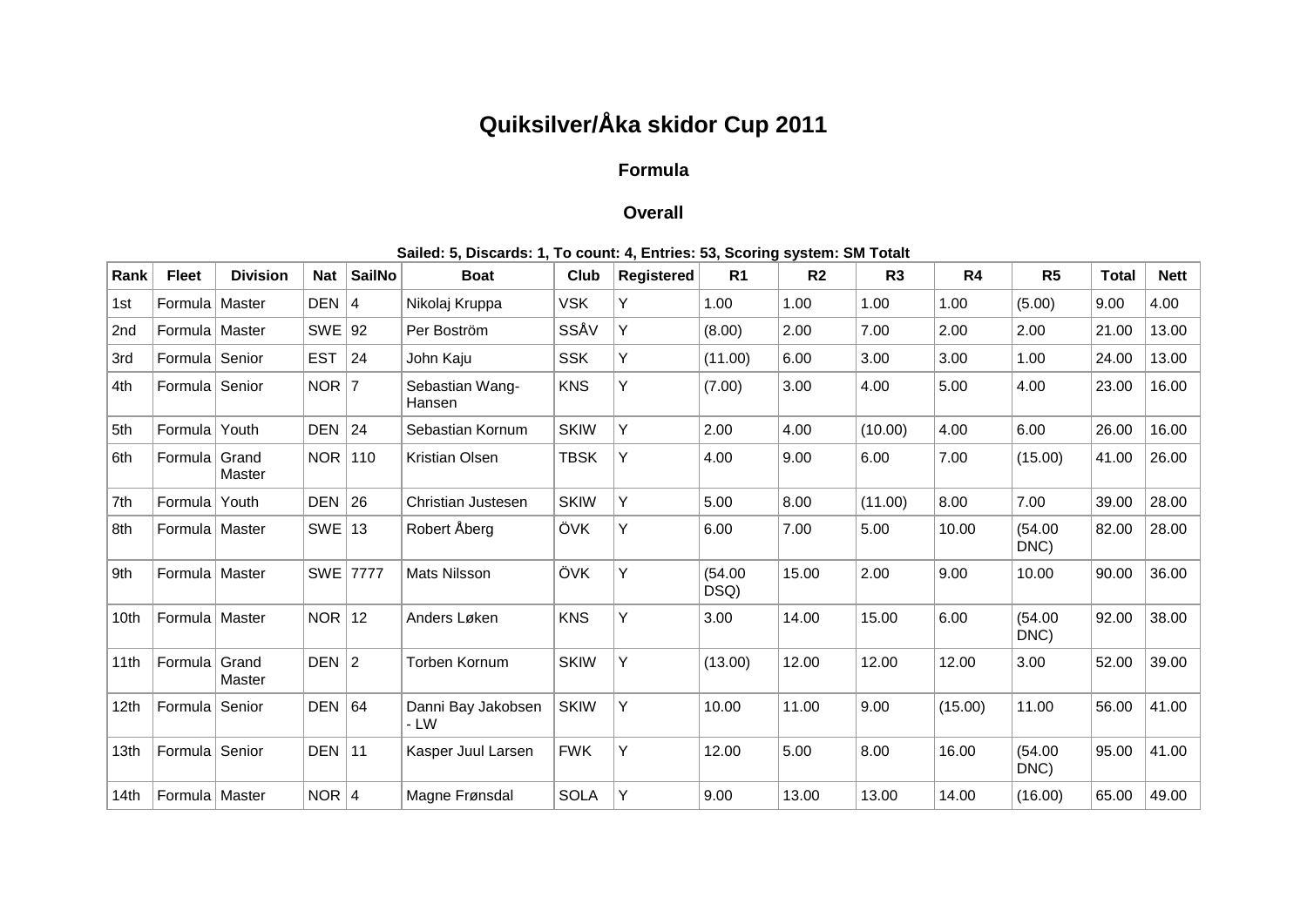# Quiksilver/Åka skidor Cup 2011

## Formula

## Overall

**Sailed: 5, Discards: 1, To count: 4, Entries: 53, Scoring system: SM Totalt**

| Rank | Fleet | Division | Nat | SailNo | Boat | Club | Registered | R1 | R2 | R3 | R4 | R5 | Total | Nett |
|---|---|---|---|---|---|---|---|---|---|---|---|---|---|---|
| 1st | Formula | Master | DEN | 4 | Nikolaj Kruppa | VSK | Y | 1.00 | 1.00 | 1.00 | 1.00 | (5.00) | 9.00 | 4.00 |
| 2nd | Formula | Master | SWE | 92 | Per Boström | SSÅV | Y | (8.00) | 2.00 | 7.00 | 2.00 | 2.00 | 21.00 | 13.00 |
| 3rd | Formula | Senior | EST | 24 | John Kaju | SSK | Y | (11.00) | 6.00 | 3.00 | 3.00 | 1.00 | 24.00 | 13.00 |
| 4th | Formula | Senior | NOR | 7 | Sebastian Wang-Hansen | KNS | Y | (7.00) | 3.00 | 4.00 | 5.00 | 4.00 | 23.00 | 16.00 |
| 5th | Formula | Youth | DEN | 24 | Sebastian Kornum | SKIW | Y | 2.00 | 4.00 | (10.00) | 4.00 | 6.00 | 26.00 | 16.00 |
| 6th | Formula | Grand Master | NOR | 110 | Kristian Olsen | TBSK | Y | 4.00 | 9.00 | 6.00 | 7.00 | (15.00) | 41.00 | 26.00 |
| 7th | Formula | Youth | DEN | 26 | Christian Justesen | SKIW | Y | 5.00 | 8.00 | (11.00) | 8.00 | 7.00 | 39.00 | 28.00 |
| 8th | Formula | Master | SWE | 13 | Robert Åberg | ÖVK | Y | 6.00 | 7.00 | 5.00 | 10.00 | (54.00 DNC) | 82.00 | 28.00 |
| 9th | Formula | Master | SWE | 7777 | Mats Nilsson | ÖVK | Y | (54.00 DSQ) | 15.00 | 2.00 | 9.00 | 10.00 | 90.00 | 36.00 |
| 10th | Formula | Master | NOR | 12 | Anders Løken | KNS | Y | 3.00 | 14.00 | 15.00 | 6.00 | (54.00 DNC) | 92.00 | 38.00 |
| 11th | Formula | Grand Master | DEN | 2 | Torben Kornum | SKIW | Y | (13.00) | 12.00 | 12.00 | 12.00 | 3.00 | 52.00 | 39.00 |
| 12th | Formula | Senior | DEN | 64 | Danni Bay Jakobsen - LW | SKIW | Y | 10.00 | 11.00 | 9.00 | (15.00) | 11.00 | 56.00 | 41.00 |
| 13th | Formula | Senior | DEN | 11 | Kasper Juul Larsen | FWK | Y | 12.00 | 5.00 | 8.00 | 16.00 | (54.00 DNC) | 95.00 | 41.00 |
| 14th | Formula | Master | NOR | 4 | Magne Frønsdal | SOLA | Y | 9.00 | 13.00 | 13.00 | 14.00 | (16.00) | 65.00 | 49.00 |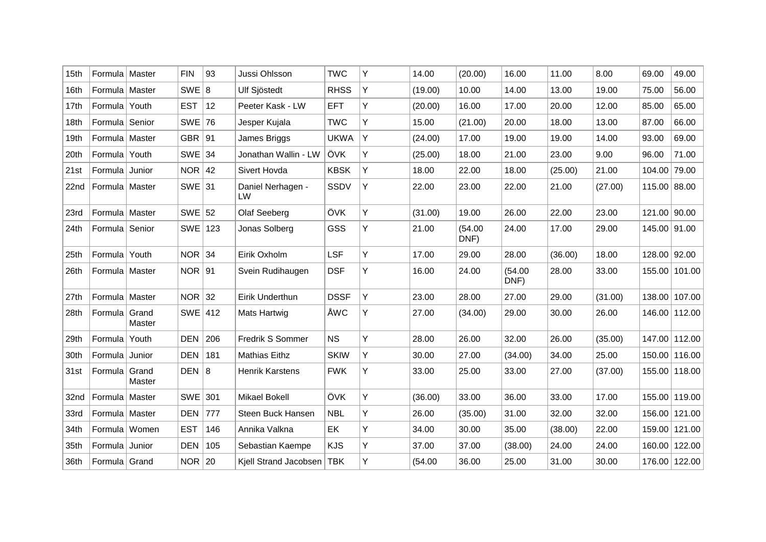| 15th | Formula | Master | FIN | 93 | Jussi Ohlsson | TWC | Y | 14.00 | (20.00) | 16.00 | 11.00 | 8.00 | 69.00 | 49.00 |
|---|---|---|---|---|---|---|---|---|---|---|---|---|---|---|
| 16th | Formula | Master | SWE | 8 | Ulf Sjöstedt | RHSS | Y | (19.00) | 10.00 | 14.00 | 13.00 | 19.00 | 75.00 | 56.00 |
| 17th | Formula | Youth | EST | 12 | Peeter Kask - LW | EFT | Y | (20.00) | 16.00 | 17.00 | 20.00 | 12.00 | 85.00 | 65.00 |
| 18th | Formula | Senior | SWE | 76 | Jesper Kujala | TWC | Y | 15.00 | (21.00) | 20.00 | 18.00 | 13.00 | 87.00 | 66.00 |
| 19th | Formula | Master | GBR | 91 | James Briggs | UKWA | Y | (24.00) | 17.00 | 19.00 | 19.00 | 14.00 | 93.00 | 69.00 |
| 20th | Formula | Youth | SWE | 34 | Jonathan Wallin - LW | ÖVK | Y | (25.00) | 18.00 | 21.00 | 23.00 | 9.00 | 96.00 | 71.00 |
| 21st | Formula | Junior | NOR | 42 | Sivert Hovda | KBSK | Y | 18.00 | 22.00 | 18.00 | (25.00) | 21.00 | 104.00 | 79.00 |
| 22nd | Formula | Master | SWE | 31 | Daniel Nerhagen - LW | SSDV | Y | 22.00 | 23.00 | 22.00 | 21.00 | (27.00) | 115.00 | 88.00 |
| 23rd | Formula | Master | SWE | 52 | Olaf Seeberg | ÖVK | Y | (31.00) | 19.00 | 26.00 | 22.00 | 23.00 | 121.00 | 90.00 |
| 24th | Formula | Senior | SWE | 123 | Jonas Solberg | GSS | Y | 21.00 | (54.00 DNF) | 24.00 | 17.00 | 29.00 | 145.00 | 91.00 |
| 25th | Formula | Youth | NOR | 34 | Eirik Oxholm | LSF | Y | 17.00 | 29.00 | 28.00 | (36.00) | 18.00 | 128.00 | 92.00 |
| 26th | Formula | Master | NOR | 91 | Svein Rudihaugen | DSF | Y | 16.00 | 24.00 | (54.00 DNF) | 28.00 | 33.00 | 155.00 | 101.00 |
| 27th | Formula | Master | NOR | 32 | Eirik Underthun | DSSF | Y | 23.00 | 28.00 | 27.00 | 29.00 | (31.00) | 138.00 | 107.00 |
| 28th | Formula | Grand Master | SWE | 412 | Mats Hartwig | ÅWC | Y | 27.00 | (34.00) | 29.00 | 30.00 | 26.00 | 146.00 | 112.00 |
| 29th | Formula | Youth | DEN | 206 | Fredrik S Sommer | NS | Y | 28.00 | 26.00 | 32.00 | 26.00 | (35.00) | 147.00 | 112.00 |
| 30th | Formula | Junior | DEN | 181 | Mathias Eithz | SKIW | Y | 30.00 | 27.00 | (34.00) | 34.00 | 25.00 | 150.00 | 116.00 |
| 31st | Formula | Grand Master | DEN | 8 | Henrik Karstens | FWK | Y | 33.00 | 25.00 | 33.00 | 27.00 | (37.00) | 155.00 | 118.00 |
| 32nd | Formula | Master | SWE | 301 | Mikael Bokell | ÖVK | Y | (36.00) | 33.00 | 36.00 | 33.00 | 17.00 | 155.00 | 119.00 |
| 33rd | Formula | Master | DEN | 777 | Steen Buck Hansen | NBL | Y | 26.00 | (35.00) | 31.00 | 32.00 | 32.00 | 156.00 | 121.00 |
| 34th | Formula | Women | EST | 146 | Annika Valkna | EK | Y | 34.00 | 30.00 | 35.00 | (38.00) | 22.00 | 159.00 | 121.00 |
| 35th | Formula | Junior | DEN | 105 | Sebastian Kaempe | KJS | Y | 37.00 | 37.00 | (38.00) | 24.00 | 24.00 | 160.00 | 122.00 |
| 36th | Formula | Grand | NOR | 20 | Kjell Strand Jacobsen | TBK | Y | (54.00 | 36.00 | 25.00 | 31.00 | 30.00 | 176.00 | 122.00 |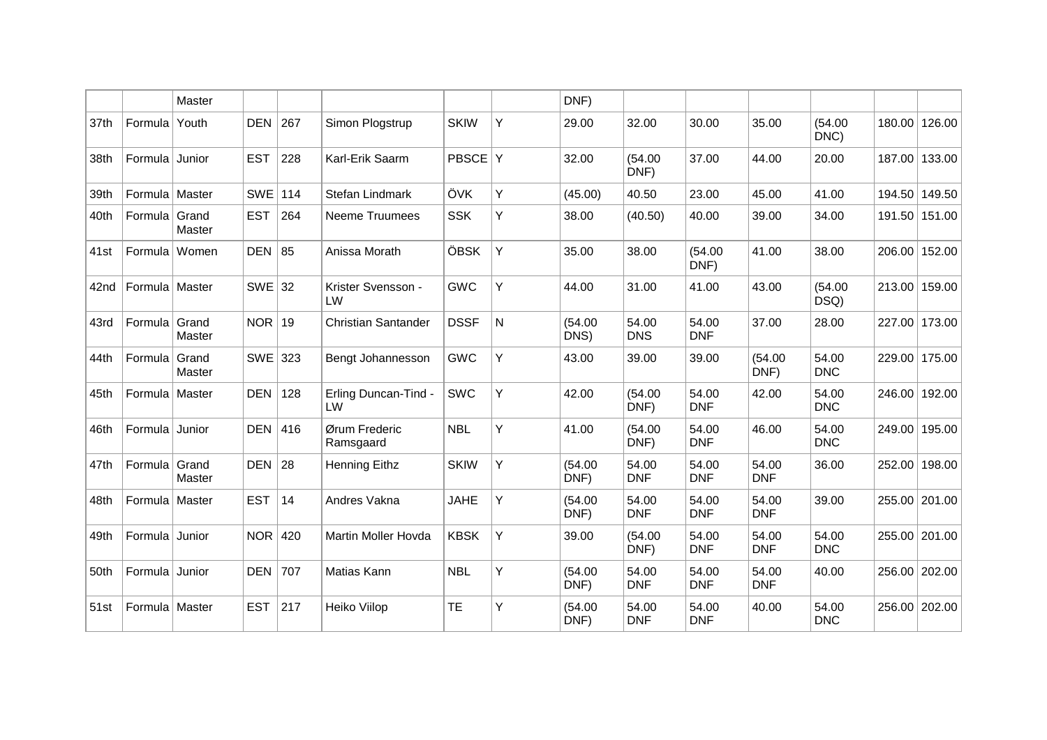| | | | | | | | | | | | | | | |
|---|---|---|---|---|---|---|---|---|---|---|---|---|---|---|
| | | Master | | | | | | DNF) | | | | | | |
| 37th | Formula | Youth | DEN | 267 | Simon Plogstrup | SKIW | Y | 29.00 | 32.00 | 30.00 | 35.00 | (54.00 DNC) | 180.00 | 126.00 |
| 38th | Formula | Junior | EST | 228 | Karl-Erik Saarm | PBSCE | Y | 32.00 | (54.00 DNF) | 37.00 | 44.00 | 20.00 | 187.00 | 133.00 |
| 39th | Formula | Master | SWE | 114 | Stefan Lindmark | ÖVK | Y | (45.00) | 40.50 | 23.00 | 45.00 | 41.00 | 194.50 | 149.50 |
| 40th | Formula | Grand Master | EST | 264 | Neeme Truumees | SSK | Y | 38.00 | (40.50) | 40.00 | 39.00 | 34.00 | 191.50 | 151.00 |
| 41st | Formula | Women | DEN | 85 | Anissa Morath | ÖBSK | Y | 35.00 | 38.00 | (54.00 DNF) | 41.00 | 38.00 | 206.00 | 152.00 |
| 42nd | Formula | Master | SWE | 32 | Krister Svensson - LW | GWC | Y | 44.00 | 31.00 | 41.00 | 43.00 | (54.00 DSQ) | 213.00 | 159.00 |
| 43rd | Formula | Grand Master | NOR | 19 | Christian Santander | DSSF | N | (54.00 DNS) | 54.00 DNS | 54.00 DNF | 37.00 | 28.00 | 227.00 | 173.00 |
| 44th | Formula | Grand Master | SWE | 323 | Bengt Johannesson | GWC | Y | 43.00 | 39.00 | 39.00 | (54.00 DNF) | 54.00 DNC | 229.00 | 175.00 |
| 45th | Formula | Master | DEN | 128 | Erling Duncan-Tind - LW | SWC | Y | 42.00 | (54.00 DNF) | 54.00 DNF | 42.00 | 54.00 DNC | 246.00 | 192.00 |
| 46th | Formula | Junior | DEN | 416 | Ørum Frederic Ramsgaard | NBL | Y | 41.00 | (54.00 DNF) | 54.00 DNF | 46.00 | 54.00 DNC | 249.00 | 195.00 |
| 47th | Formula | Grand Master | DEN | 28 | Henning Eithz | SKIW | Y | (54.00 DNF) | 54.00 DNF | 54.00 DNF | 54.00 DNF | 36.00 | 252.00 | 198.00 |
| 48th | Formula | Master | EST | 14 | Andres Vakna | JAHE | Y | (54.00 DNF) | 54.00 DNF | 54.00 DNF | 54.00 DNF | 39.00 | 255.00 | 201.00 |
| 49th | Formula | Junior | NOR | 420 | Martin Moller Hovda | KBSK | Y | 39.00 | (54.00 DNF) | 54.00 DNF | 54.00 DNF | 54.00 DNC | 255.00 | 201.00 |
| 50th | Formula | Junior | DEN | 707 | Matias Kann | NBL | Y | (54.00 DNF) | 54.00 DNF | 54.00 DNF | 54.00 DNF | 40.00 | 256.00 | 202.00 |
| 51st | Formula | Master | EST | 217 | Heiko Viilop | TE | Y | (54.00 DNF) | 54.00 DNF | 54.00 DNF | 40.00 | 54.00 DNC | 256.00 | 202.00 |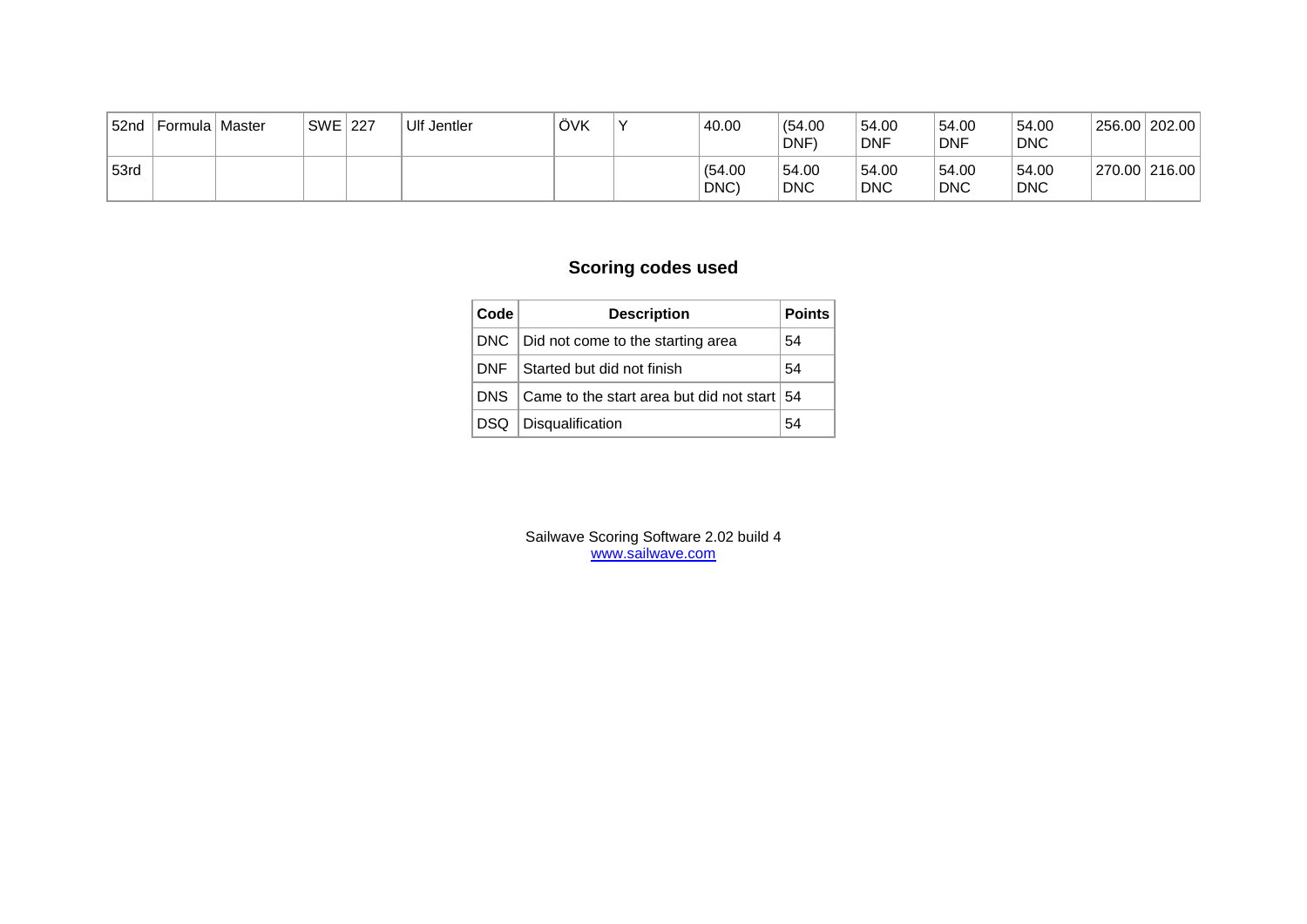| | | | | | | | | | | | | | | |
|---|---|---|---|---|---|---|---|---|---|---|---|---|---|---|
| 52nd | Formula | Master | SWE | 227 | Ulf Jentler | ÖVK | Y | 40.00 | (54.00 DNF) | 54.00 DNF | 54.00 DNF | 54.00 DNC | 256.00 | 202.00 |
| 53rd | | | | | | | | (54.00 DNC) | 54.00 DNC | 54.00 DNC | 54.00 DNC | 54.00 DNC | 270.00 | 216.00 |

## Scoring codes used

| Code | Description | Points |
|---|---|---|
| DNC | Did not come to the starting area | 54 |
| DNF | Started but did not finish | 54 |
| DNS | Came to the start area but did not start | 54 |
| DSQ | Disqualification | 54 |

Sailwave Scoring Software 2.02 build 4
www.sailwave.com